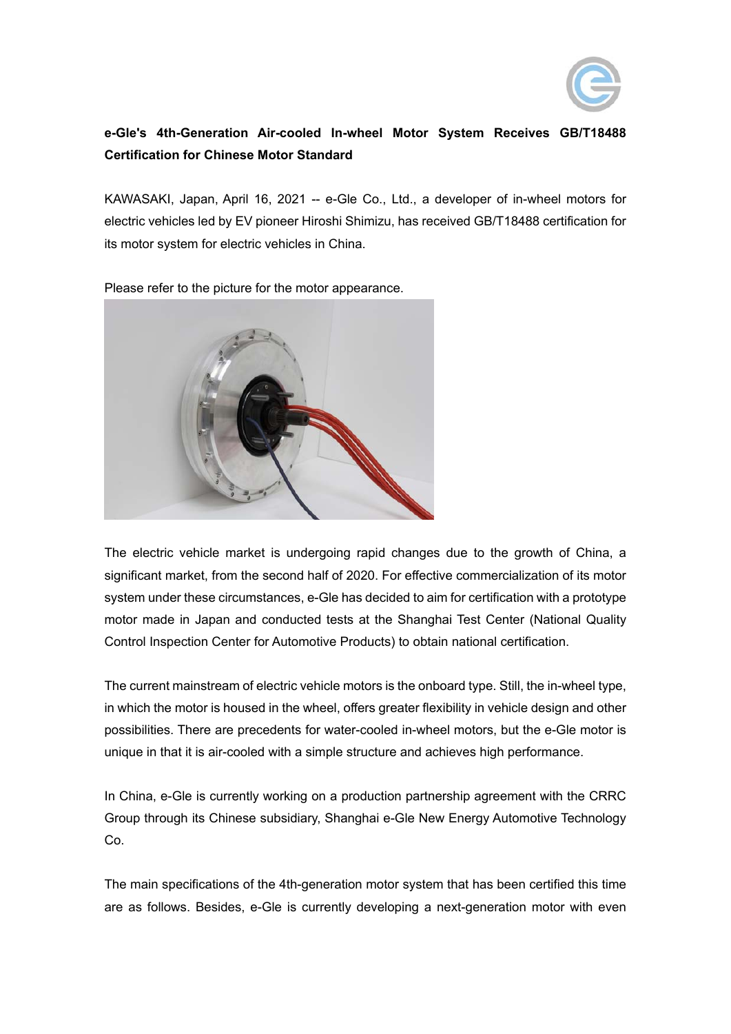**e-Gle's 4th-Generation Air-cooled In-wheel Motor System Receives GB/T18488 Certification for Chinese Motor Standard**

KAWASAKI, Japan, April 16, 2021 -- e-Gle Co., Ltd., a developer of in-wheel motors for electric vehicles led by EV pioneer Hiroshi Shimizu, has received GB/T18488 certification for its motor system for electric vehicles in China.

Please refer to the picture for the motor appearance.

The electric vehicle market is undergoing rapid changes due to the growth of China, a significant market, from the second half of 2020. For effective commercialization of its motor system under these circumstances, e-Gle has decided to aim for certification with a prototype motor made in Japan and conducted tests at the Shanghai Test Center (National Quality Control Inspection Center for Automotive Products) to obtain national certification.

The current mainstream of electric vehicle motors is the onboard type. Still, the in-wheel type, in which the motor is housed in the wheel, offers greater flexibility in vehicle design and other possibilities. There are precedents for water-cooled in-wheel motors, but the e-Gle motor is unique in that it is air-cooled with a simple structure and achieves high performance.

In China, e-Gle is currently working on a production partnership agreement with the CRRC Group through its Chinese subsidiary, Shanghai e-Gle New Energy Automotive Technology Co.

The main specifications of the 4th-generation motor system that has been certified this time are as follows. Besides, e-Gle is currently developing a next-generation motor with even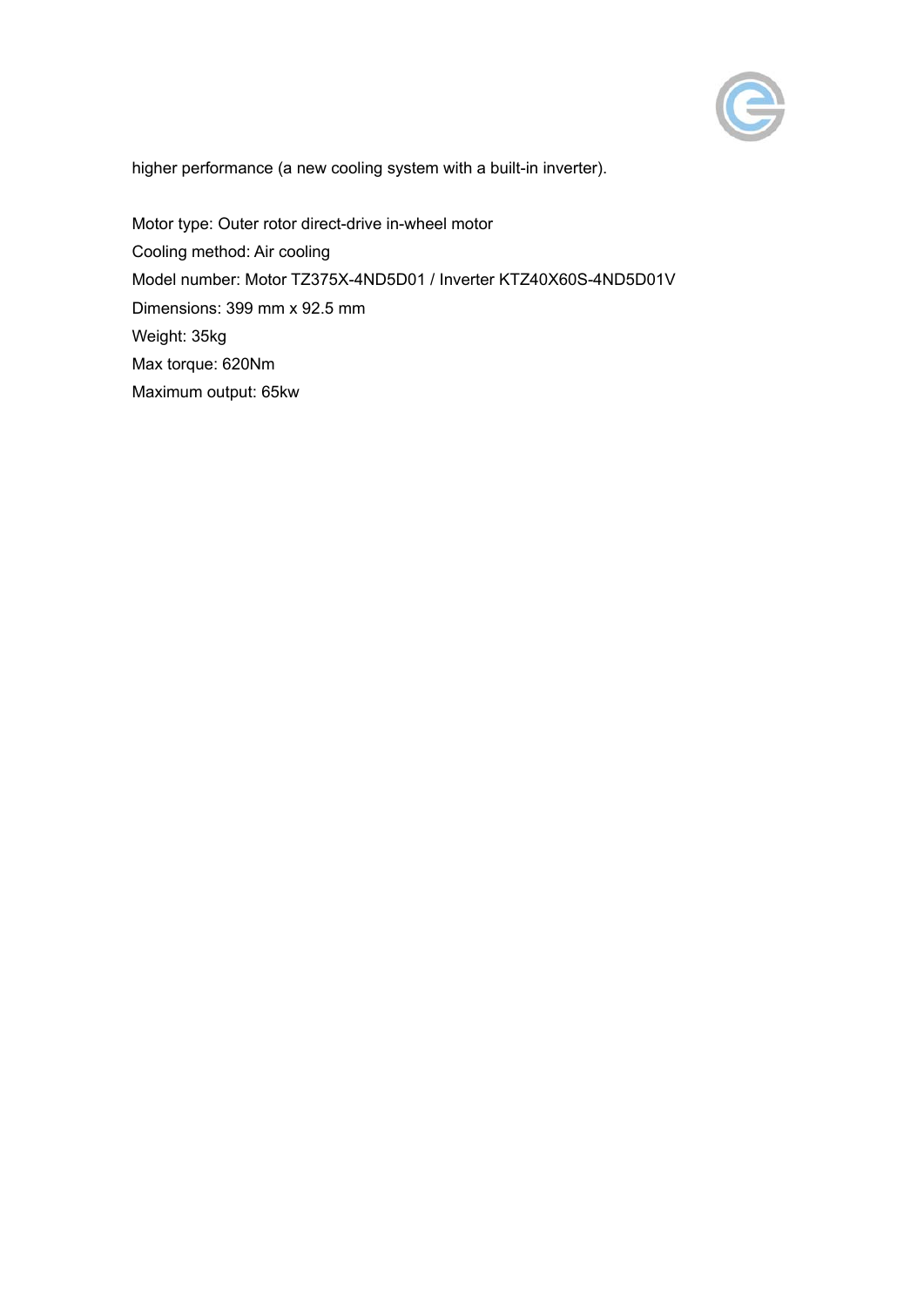higher performance (a new cooling system with a built-in inverter).

Motor type: Outer rotor direct-drive in-wheel motor
Cooling method: Air cooling
Model number: Motor TZ375X-4ND5D01 / Inverter KTZ40X60S-4ND5D01V
Dimensions: 399 mm x 92.5 mm
Weight: 35kg
Max torque: 620Nm
Maximum output: 65kw